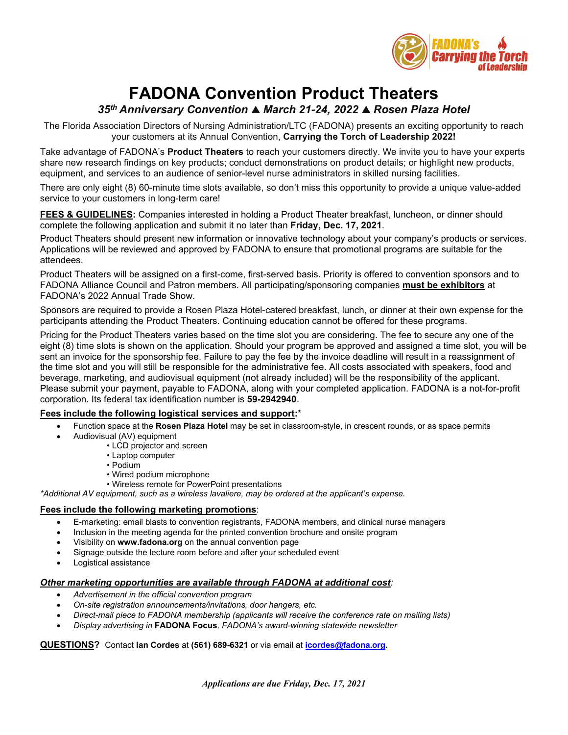FADONA's Carrying the Torch of Leadership

# FADONA Convention Product Theaters

### *35th Anniversary Convention ▲ March 21-24, 2022 ▲ Rosen Plaza Hotel*

The Florida Association Directors of Nursing Administration/LTC (FADONA) presents an exciting opportunity to reach your customers at its Annual Convention, **Carrying the Torch of Leadership 2022!**

Take advantage of FADONA's **Product Theaters** to reach your customers directly. We invite you to have your experts share new research findings on key products; conduct demonstrations on product details; or highlight new products, equipment, and services to an audience of senior-level nurse administrators in skilled nursing facilities.

There are only eight (8) 60-minute time slots available, so don't miss this opportunity to provide a unique value-added service to your customers in long-term care!

**FEES & GUIDELINES:** Companies interested in holding a Product Theater breakfast, luncheon, or dinner should complete the following application and submit it no later than **Friday, Dec. 17, 2021**.

Product Theaters should present new information or innovative technology about your company's products or services. Applications will be reviewed and approved by FADONA to ensure that promotional programs are suitable for the attendees.

Product Theaters will be assigned on a first-come, first-served basis. Priority is offered to convention sponsors and to FADONA Alliance Council and Patron members. All participating/sponsoring companies **must be exhibitors** at FADONA's 2022 Annual Trade Show.

Sponsors are required to provide a Rosen Plaza Hotel-catered breakfast, lunch, or dinner at their own expense for the participants attending the Product Theaters. Continuing education cannot be offered for these programs.

Pricing for the Product Theaters varies based on the time slot you are considering. The fee to secure any one of the eight (8) time slots is shown on the application. Should your program be approved and assigned a time slot, you will be sent an invoice for the sponsorship fee. Failure to pay the fee by the invoice deadline will result in a reassignment of the time slot and you will still be responsible for the administrative fee. All costs associated with speakers, food and beverage, marketing, and audiovisual equipment (not already included) will be the responsibility of the applicant. Please submit your payment, payable to FADONA, along with your completed application. FADONA is a not-for-profit corporation. Its federal tax identification number is **59-2942940**.

**Fees include the following logistical services and support:***

- Function space at the **Rosen Plaza Hotel** may be set in classroom-style, in crescent rounds, or as space permits
- Audiovisual (AV) equipment
  - LCD projector and screen
  - Laptop computer
  - Podium
  - Wired podium microphone
  - Wireless remote for PowerPoint presentations

*\*Additional AV equipment, such as a wireless lavaliere, may be ordered at the applicant's expense.*

**Fees include the following marketing promotions**:

- E-marketing: email blasts to convention registrants, FADONA members, and clinical nurse managers
- Inclusion in the meeting agenda for the printed convention brochure and onsite program
- Visibility on **www.fadona.org** on the annual convention page
- Signage outside the lecture room before and after your scheduled event
- Logistical assistance

***Other marketing opportunities are available through FADONA at additional cost:***

- *Advertisement in the official convention program*
- *On-site registration announcements/invitations, door hangers, etc.*
- *Direct-mail piece to FADONA membership (applicants will receive the conference rate on mailing lists)*
- *Display advertising in* **FADONA Focus***, FADONA's award-winning statewide newsletter*

**QUESTIONS?** Contact **Ian Cordes** at **(561) 689-6321** or via email at **icordes@fadona.org.**

*Applications are due Friday, Dec. 17, 2021*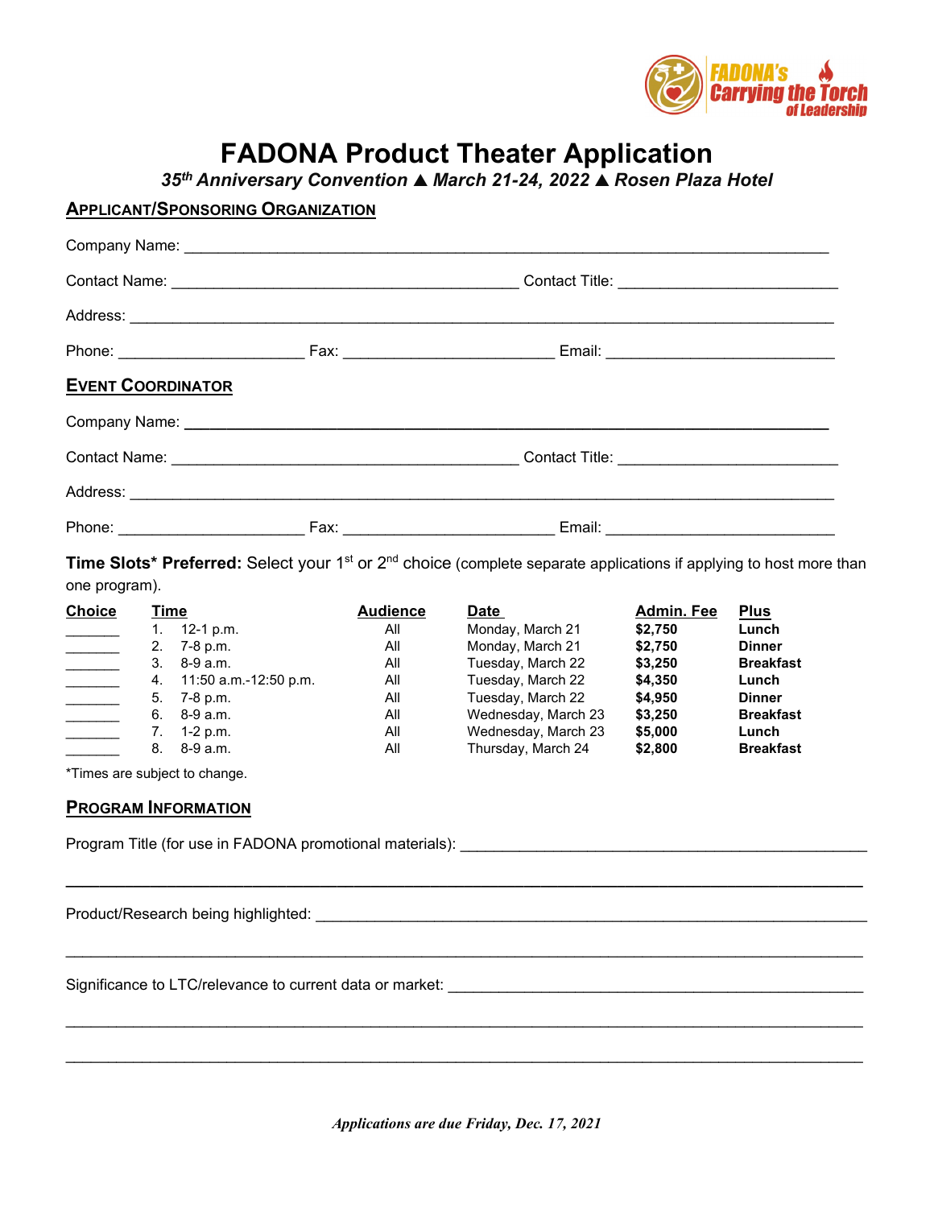# FADONA Product Theater Application

***35th Anniversary Convention ▲ March 21-24, 2022 ▲ Rosen Plaza Hotel***

## APPLICANT/SPONSORING ORGANIZATION

Company Name: ____________________________________________________________________

Contact Name: ______________________________________ Contact Title: ______________________

Address: _________________________________________________________________________

Phone: ____________________ Fax: ______________________ Email: ________________________

## EVENT COORDINATOR

Company Name: ____________________________________________________________________

Contact Name: ______________________________________ Contact Title: ______________________

Address: _________________________________________________________________________

Phone: ____________________ Fax: ______________________ Email: ________________________

**Time Slots\* Preferred:** Select your 1st or 2nd choice (complete separate applications if applying to host more than one program).

| Choice | Time | Audience | Date | Admin. Fee | Plus |
|---|---|---|---|---|---|
| ______ | 1. 12-1 p.m. | All | Monday, March 21 | **$2,750** | **Lunch** |
| ______ | 2. 7-8 p.m. | All | Monday, March 21 | **$2,750** | **Dinner** |
| ______ | 3. 8-9 a.m. | All | Tuesday, March 22 | **$3,250** | **Breakfast** |
| ______ | 4. 11:50 a.m.-12:50 p.m. | All | Tuesday, March 22 | **$4,350** | **Lunch** |
| ______ | 5. 7-8 p.m. | All | Tuesday, March 22 | **$4,950** | **Dinner** |
| ______ | 6. 8-9 a.m. | All | Wednesday, March 23 | **$3,250** | **Breakfast** |
| ______ | 7. 1-2 p.m. | All | Wednesday, March 23 | **$5,000** | **Lunch** |
| ______ | 8. 8-9 a.m. | All | Thursday, March 24 | **$2,800** | **Breakfast** |

*Times are subject to change.

## PROGRAM INFORMATION

Program Title (for use in FADONA promotional materials): _____________________________________

__________________________________________________________________________________

Product/Research being highlighted: ____________________________________________________

__________________________________________________________________________________

Significance to LTC/relevance to current data or market: _____________________________________

__________________________________________________________________________________

__________________________________________________________________________________

***Applications are due Friday, Dec. 17, 2021***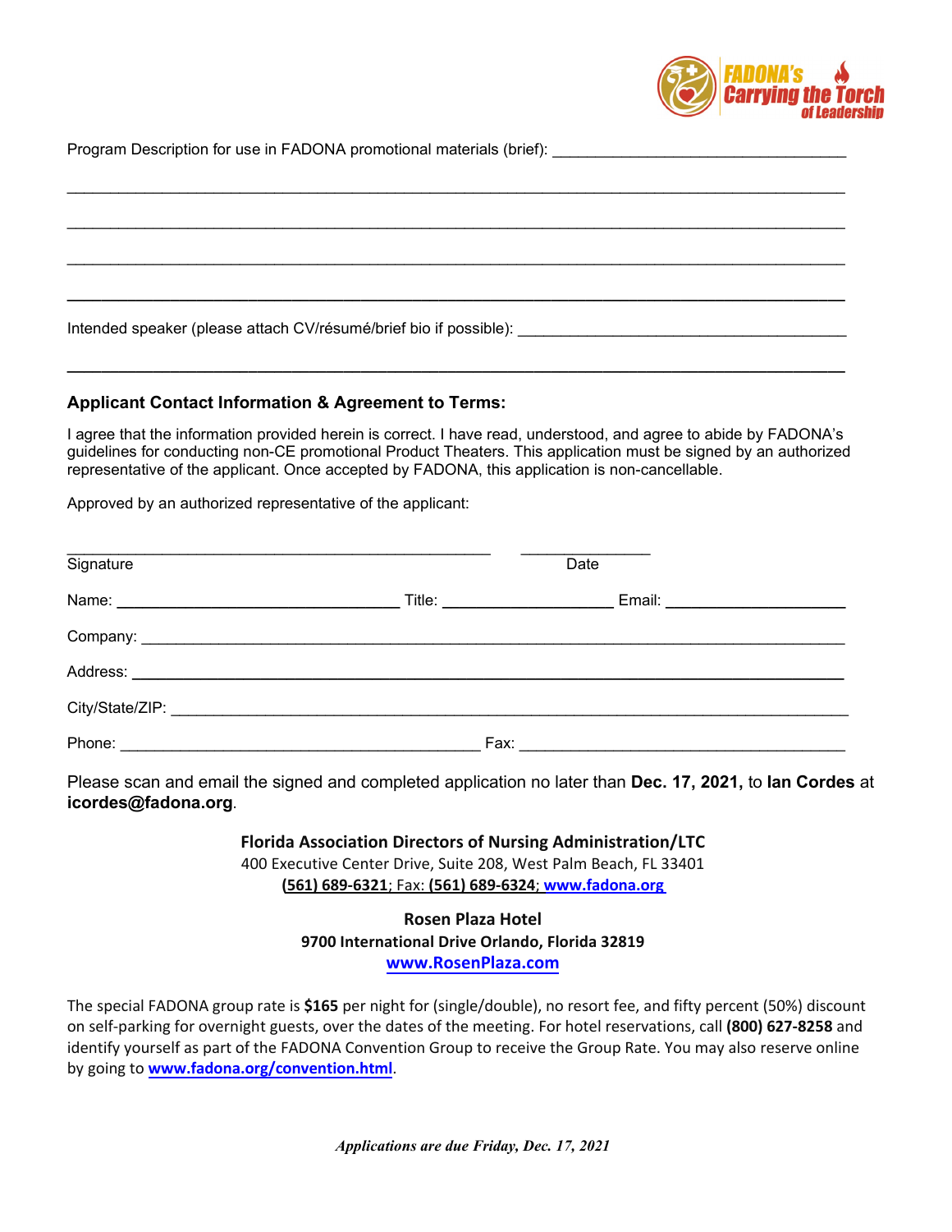Program Description for use in FADONA promotional materials (brief): ______________________________

______________________________________________________________________

______________________________________________________________________

______________________________________________________________________

______________________________________________________________________

Intended speaker (please attach CV/résumé/brief bio if possible): ______________________________

______________________________________________________________________

### Applicant Contact Information & Agreement to Terms:

I agree that the information provided herein is correct. I have read, understood, and agree to abide by FADONA's guidelines for conducting non-CE promotional Product Theaters. This application must be signed by an authorized representative of the applicant. Once accepted by FADONA, this application is non-cancellable.

Approved by an authorized representative of the applicant:

______________________________________________ ______________

Signature Date

Name: ______________________________ Title: __________________ Email: ____________________

Company: ______________________________________________________________________

Address: ______________________________________________________________________

City/State/ZIP: ______________________________________________________________________

Phone: ______________________________________ Fax: ____________________________________

Please scan and email the signed and completed application no later than **Dec. 17, 2021,** to **Ian Cordes** at **icordes@fadona.org**.

**Florida Association Directors of Nursing Administration/LTC**
400 Executive Center Drive, Suite 208, West Palm Beach, FL 33401
**(561) 689-6321**; Fax: **(561) 689-6324**; **www.fadona.org**

**Rosen Plaza Hotel**
**9700 International Drive Orlando, Florida 32819**
**www.RosenPlaza.com**

The special FADONA group rate is **$165** per night for (single/double), no resort fee, and fifty percent (50%) discount on self-parking for overnight guests, over the dates of the meeting. For hotel reservations, call **(800) 627-8258** and identify yourself as part of the FADONA Convention Group to receive the Group Rate. You may also reserve online by going to **www.fadona.org/convention.html**.

***Applications are due Friday, Dec. 17, 2021***